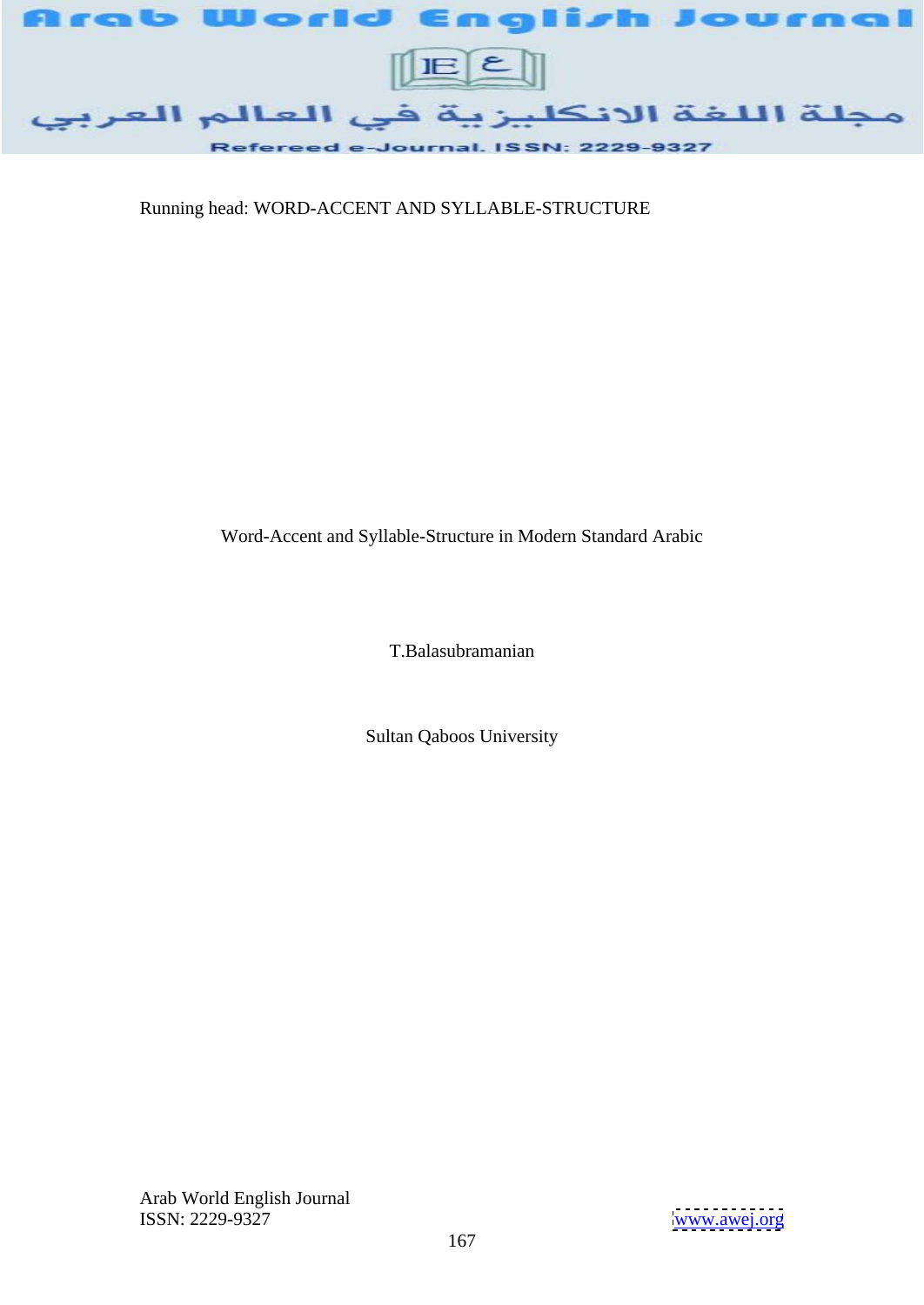Running head: WORD-ACCENT AND SYLLABLE-STRUCTURE

# Word-Accent and Syllable-Structure in Modern Standard Arabic

T.Balasubramanian

Sultan Qaboos University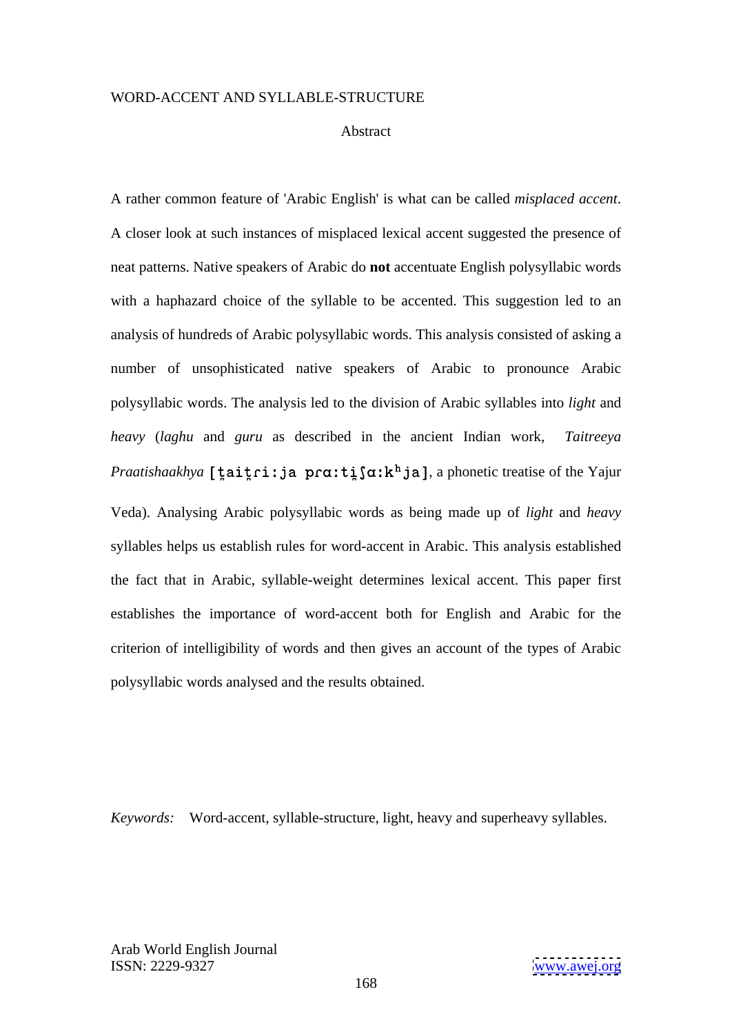WORD-ACCENT AND SYLLABLE-STRUCTURE

## Abstract

A rather common feature of 'Arabic English' is what can be called *misplaced accent*. A closer look at such instances of misplaced lexical accent suggested the presence of neat patterns. Native speakers of Arabic do **not** accentuate English polysyllabic words with a haphazard choice of the syllable to be accented. This suggestion led to an analysis of hundreds of Arabic polysyllabic words. This analysis consisted of asking a number of unsophisticated native speakers of Arabic to pronounce Arabic polysyllabic words. The analysis led to the division of Arabic syllables into *light* and *heavy* (*laghu* and *guru* as described in the ancient Indian work, *Taitreeya Praatishaakhya* [t̪ait̪ɾiːja pɾɑːt̪iʃɑːkʰja], a phonetic treatise of the Yajur Veda). Analysing Arabic polysyllabic words as being made up of *light* and *heavy* syllables helps us establish rules for word-accent in Arabic. This analysis established the fact that in Arabic, syllable-weight determines lexical accent. This paper first establishes the importance of word-accent both for English and Arabic for the criterion of intelligibility of words and then gives an account of the types of Arabic polysyllabic words analysed and the results obtained.

*Keywords:* Word-accent, syllable-structure, light, heavy and superheavy syllables.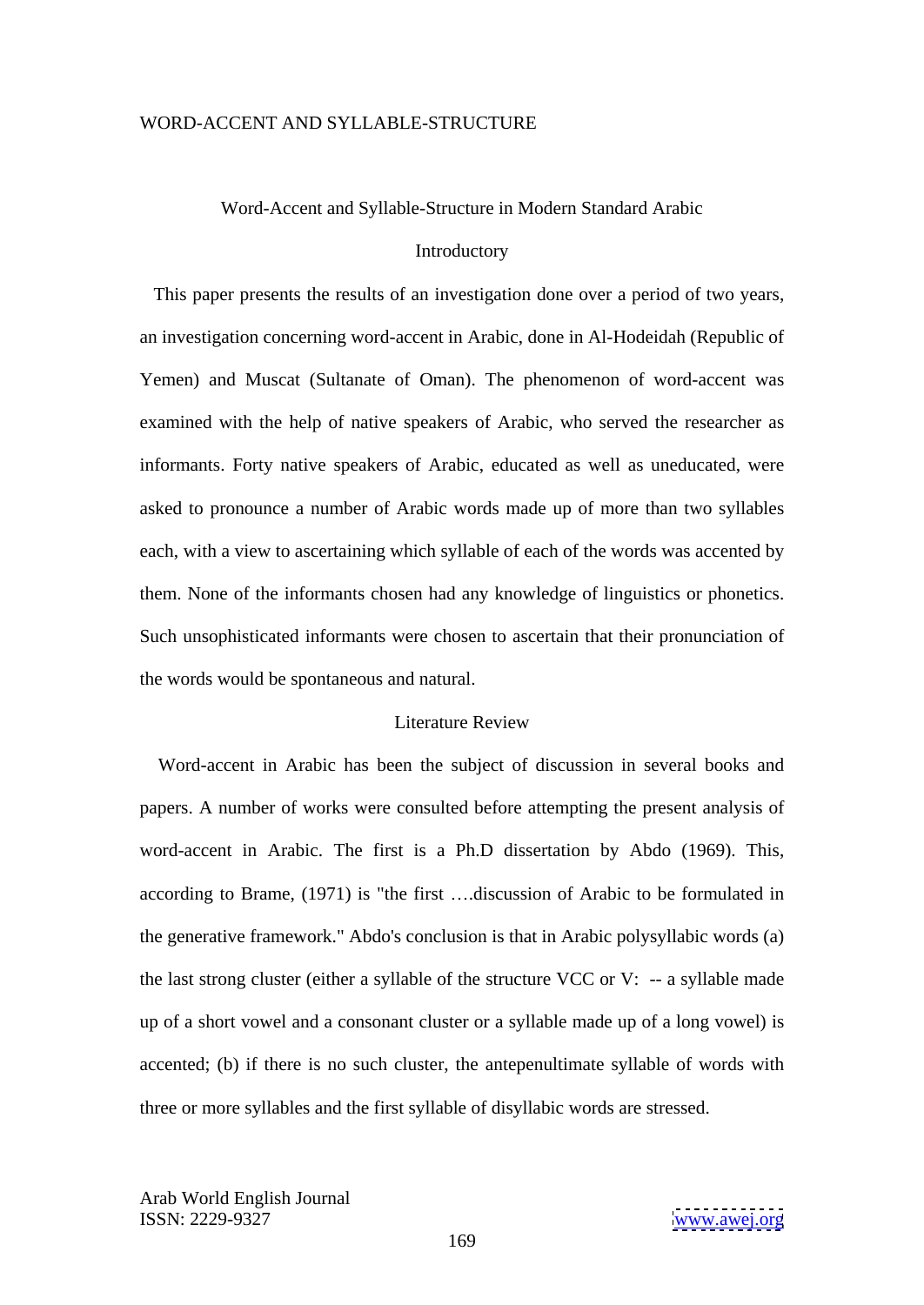## Word-Accent and Syllable-Structure in Modern Standard Arabic

### Introductory

This paper presents the results of an investigation done over a period of two years, an investigation concerning word-accent in Arabic, done in Al-Hodeidah (Republic of Yemen) and Muscat (Sultanate of Oman). The phenomenon of word-accent was examined with the help of native speakers of Arabic, who served the researcher as informants. Forty native speakers of Arabic, educated as well as uneducated, were asked to pronounce a number of Arabic words made up of more than two syllables each, with a view to ascertaining which syllable of each of the words was accented by them. None of the informants chosen had any knowledge of linguistics or phonetics. Such unsophisticated informants were chosen to ascertain that their pronunciation of the words would be spontaneous and natural.

### Literature Review

Word-accent in Arabic has been the subject of discussion in several books and papers. A number of works were consulted before attempting the present analysis of word-accent in Arabic. The first is a Ph.D dissertation by Abdo (1969). This, according to Brame, (1971) is "the first ….discussion of Arabic to be formulated in the generative framework." Abdo's conclusion is that in Arabic polysyllabic words (a) the last strong cluster (either a syllable of the structure VCC or V: -- a syllable made up of a short vowel and a consonant cluster or a syllable made up of a long vowel) is accented; (b) if there is no such cluster, the antepenultimate syllable of words with three or more syllables and the first syllable of disyllabic words are stressed.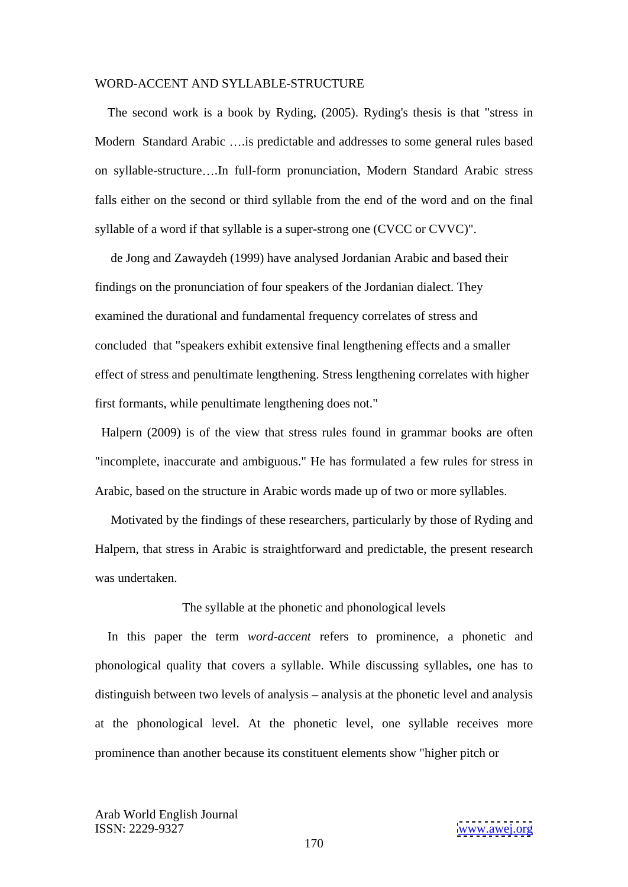WORD-ACCENT AND SYLLABLE-STRUCTURE

The second work is a book by Ryding, (2005). Ryding's thesis is that "stress in Modern Standard Arabic ….is predictable and addresses to some general rules based on syllable-structure….In full-form pronunciation, Modern Standard Arabic stress falls either on the second or third syllable from the end of the word and on the final syllable of a word if that syllable is a super-strong one (CVCC or CVVC)".

de Jong and Zawaydeh (1999) have analysed Jordanian Arabic and based their findings on the pronunciation of four speakers of the Jordanian dialect. They examined the durational and fundamental frequency correlates of stress and concluded that "speakers exhibit extensive final lengthening effects and a smaller effect of stress and penultimate lengthening. Stress lengthening correlates with higher first formants, while penultimate lengthening does not."

Halpern (2009) is of the view that stress rules found in grammar books are often "incomplete, inaccurate and ambiguous." He has formulated a few rules for stress in Arabic, based on the structure in Arabic words made up of two or more syllables.

Motivated by the findings of these researchers, particularly by those of Ryding and Halpern, that stress in Arabic is straightforward and predictable, the present research was undertaken.

## The syllable at the phonetic and phonological levels

In this paper the term *word-accent* refers to prominence, a phonetic and phonological quality that covers a syllable. While discussing syllables, one has to distinguish between two levels of analysis – analysis at the phonetic level and analysis at the phonological level. At the phonetic level, one syllable receives more prominence than another because its constituent elements show "higher pitch or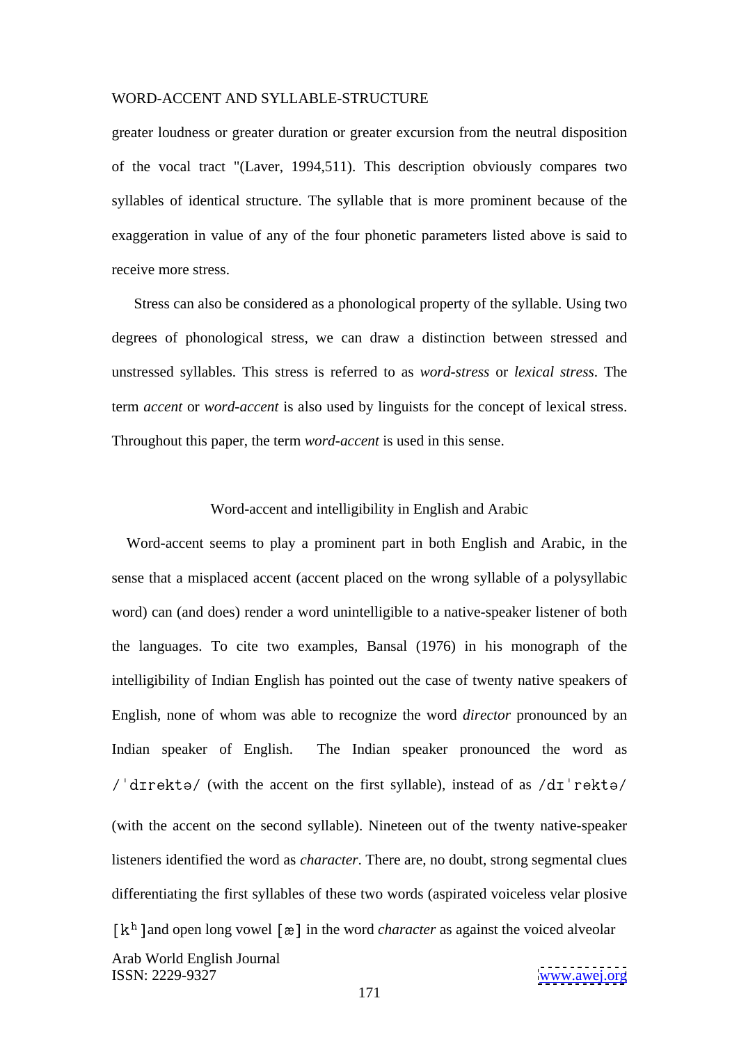greater loudness or greater duration or greater excursion from the neutral disposition of the vocal tract "(Laver, 1994,511). This description obviously compares two syllables of identical structure. The syllable that is more prominent because of the exaggeration in value of any of the four phonetic parameters listed above is said to receive more stress.

Stress can also be considered as a phonological property of the syllable. Using two degrees of phonological stress, we can draw a distinction between stressed and unstressed syllables. This stress is referred to as *word-stress* or *lexical stress*. The term *accent* or *word-accent* is also used by linguists for the concept of lexical stress. Throughout this paper, the term *word-accent* is used in this sense.

## Word-accent and intelligibility in English and Arabic

Word-accent seems to play a prominent part in both English and Arabic, in the sense that a misplaced accent (accent placed on the wrong syllable of a polysyllabic word) can (and does) render a word unintelligible to a native-speaker listener of both the languages. To cite two examples, Bansal (1976) in his monograph of the intelligibility of Indian English has pointed out the case of twenty native speakers of English, none of whom was able to recognize the word *director* pronounced by an Indian speaker of English. The Indian speaker pronounced the word as /ˈdɪrektə/ (with the accent on the first syllable), instead of as /dɪˈrektə/ (with the accent on the second syllable). Nineteen out of the twenty native-speaker listeners identified the word as *character*. There are, no doubt, strong segmental clues differentiating the first syllables of these two words (aspirated voiceless velar plosive [kʰ] and open long vowel [æ] in the word *character* as against the voiced alveolar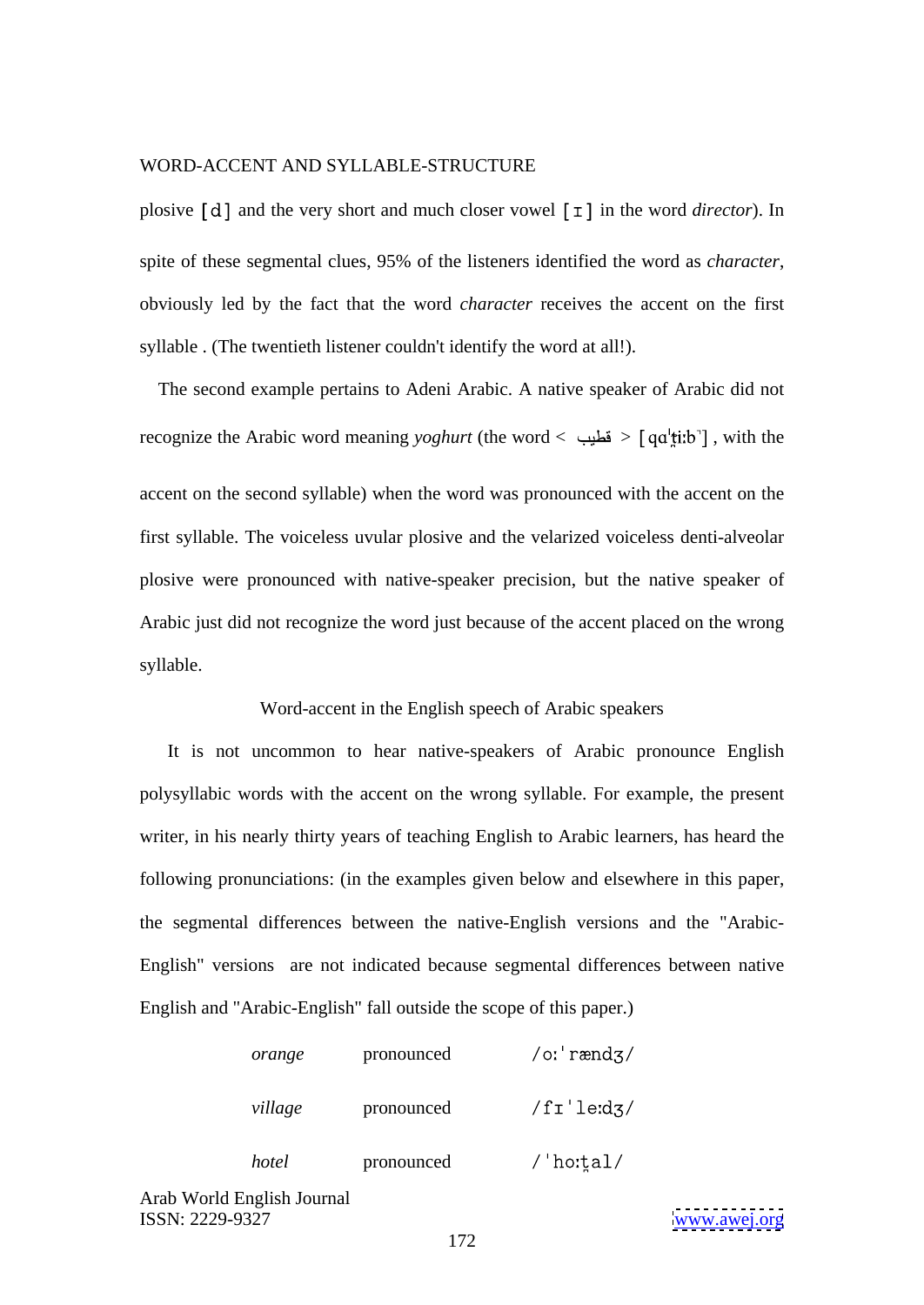plosive [d] and the very short and much closer vowel [ɪ] in the word *director*). In spite of these segmental clues, 95% of the listeners identified the word as *character*, obviously led by the fact that the word *character* receives the accent on the first syllable . (The twentieth listener couldn't identify the word at all!).

The second example pertains to Adeni Arabic. A native speaker of Arabic did not recognize the Arabic word meaning *yoghurt* (the word < قطيب > [qɑˈt̪iːb˺] , with the accent on the second syllable) when the word was pronounced with the accent on the first syllable. The voiceless uvular plosive and the velarized voiceless denti-alveolar plosive were pronounced with native-speaker precision, but the native speaker of Arabic just did not recognize the word just because of the accent placed on the wrong syllable.

## Word-accent in the English speech of Arabic speakers

It is not uncommon to hear native-speakers of Arabic pronounce English polysyllabic words with the accent on the wrong syllable. For example, the present writer, in his nearly thirty years of teaching English to Arabic learners, has heard the following pronunciations: (in the examples given below and elsewhere in this paper, the segmental differences between the native-English versions and the "Arabic-English" versions are not indicated because segmental differences between native English and "Arabic-English" fall outside the scope of this paper.)

| | | |
|---|---|---|
| *orange* | pronounced | /oːˈrændʒ/ |
| *village* | pronounced | /fɪˈleːdʒ/ |
| *hotel* | pronounced | /ˈhoːt̪al/ |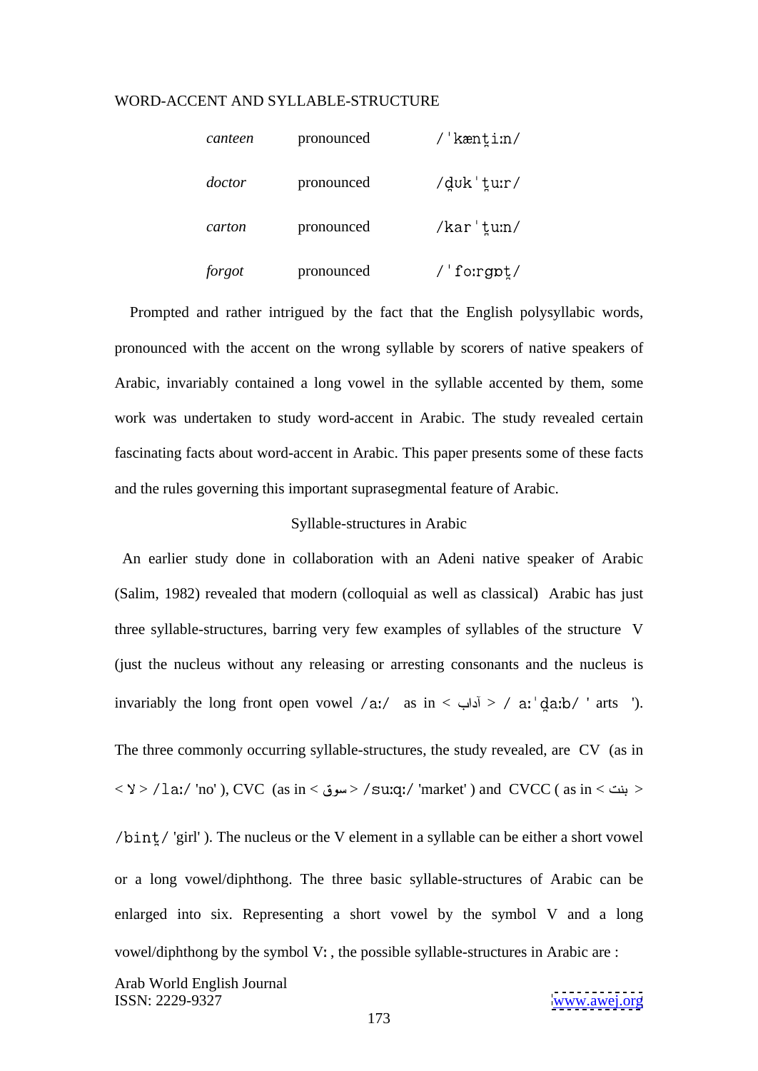WORD-ACCENT AND SYLLABLE-STRUCTURE

| | | |
|---|---|---|
| *canteen* | pronounced | /ˈkænt̪iːn/ |
| *doctor* | pronounced | /d̪ukˈt̪uːr/ |
| *carton* | pronounced | /karˈt̪uːn/ |
| *forgot* | pronounced | /ˈfoːrgɒt̪/ |

Prompted and rather intrigued by the fact that the English polysyllabic words, pronounced with the accent on the wrong syllable by scorers of native speakers of Arabic, invariably contained a long vowel in the syllable accented by them, some work was undertaken to study word-accent in Arabic. The study revealed certain fascinating facts about word-accent in Arabic. This paper presents some of these facts and the rules governing this important suprasegmental feature of Arabic.

## Syllable-structures in Arabic

An earlier study done in collaboration with an Adeni native speaker of Arabic (Salim, 1982) revealed that modern (colloquial as well as classical) Arabic has just three syllable-structures, barring very few examples of syllables of the structure V (just the nucleus without any releasing or arresting consonants and the nucleus is invariably the long front open vowel /aː/ as in < آداب > / aːˈd̪aːb/ ' arts ').

The three commonly occurring syllable-structures, the study revealed, are CV (as in < لا > /laː/ 'no' ), CVC (as in < سوق > /suːqː/ 'market' ) and CVCC ( as in < بنت > /bint̪/ 'girl' ). The nucleus or the V element in a syllable can be either a short vowel or a long vowel/diphthong. The three basic syllable-structures of Arabic can be enlarged into six. Representing a short vowel by the symbol V and a long vowel/diphthong by the symbol Vː, the possible syllable-structures in Arabic are :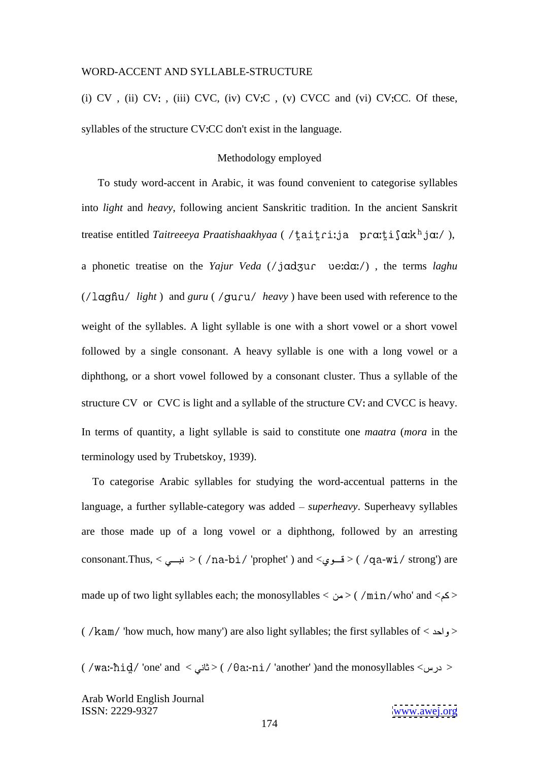WORD-ACCENT AND SYLLABLE-STRUCTURE

(i) CV , (ii) CVː , (iii) CVC, (iv) CVːC , (v) CVCC and (vi) CVːCC. Of these, syllables of the structure CVːCC don't exist in the language.

### Methodology employed

To study word-accent in Arabic, it was found convenient to categorise syllables into *light* and *heavy*, following ancient Sanskritic tradition. In the ancient Sanskrit treatise entitled *Taitreeeya Praatishaakhyaa* ( /t̪ait̪riːja prɑːt̪iʃɑːkʰjɑː/ ), a phonetic treatise on the *Yajur Veda* (/jɑdʒuɾ ʋeːdɑː/) , the terms *laghu* (/lɑɡɦu/ *light* ) and *guru* ( /ɡuɾu/ *heavy* ) have been used with reference to the weight of the syllables. A light syllable is one with a short vowel or a short vowel followed by a single consonant. A heavy syllable is one with a long vowel or a diphthong, or a short vowel followed by a consonant cluster. Thus a syllable of the structure CV or CVC is light and a syllable of the structure CVː and CVCC is heavy. In terms of quantity, a light syllable is said to constitute one *maatra* (*mora* in the terminology used by Trubetskoy, 1939).

To categorise Arabic syllables for studying the word-accentual patterns in the language, a further syllable-category was added – *superheavy*. Superheavy syllables are those made up of a long vowel or a diphthong, followed by an arresting consonant.Thus, < نبـــي > ( /na-bi/ 'prophet' ) and <قـــوي> ( /qa-wi/ strong') are made up of two light syllables each; the monosyllables < من > ( /min/who' and <كم> ( /kam/ 'how much, how many') are also light syllables; the first syllables of < واحد > ( /waː-ħid̪/ 'one' and < ثاني > ( /θaː-ni/ 'another' )and the monosyllables <درس >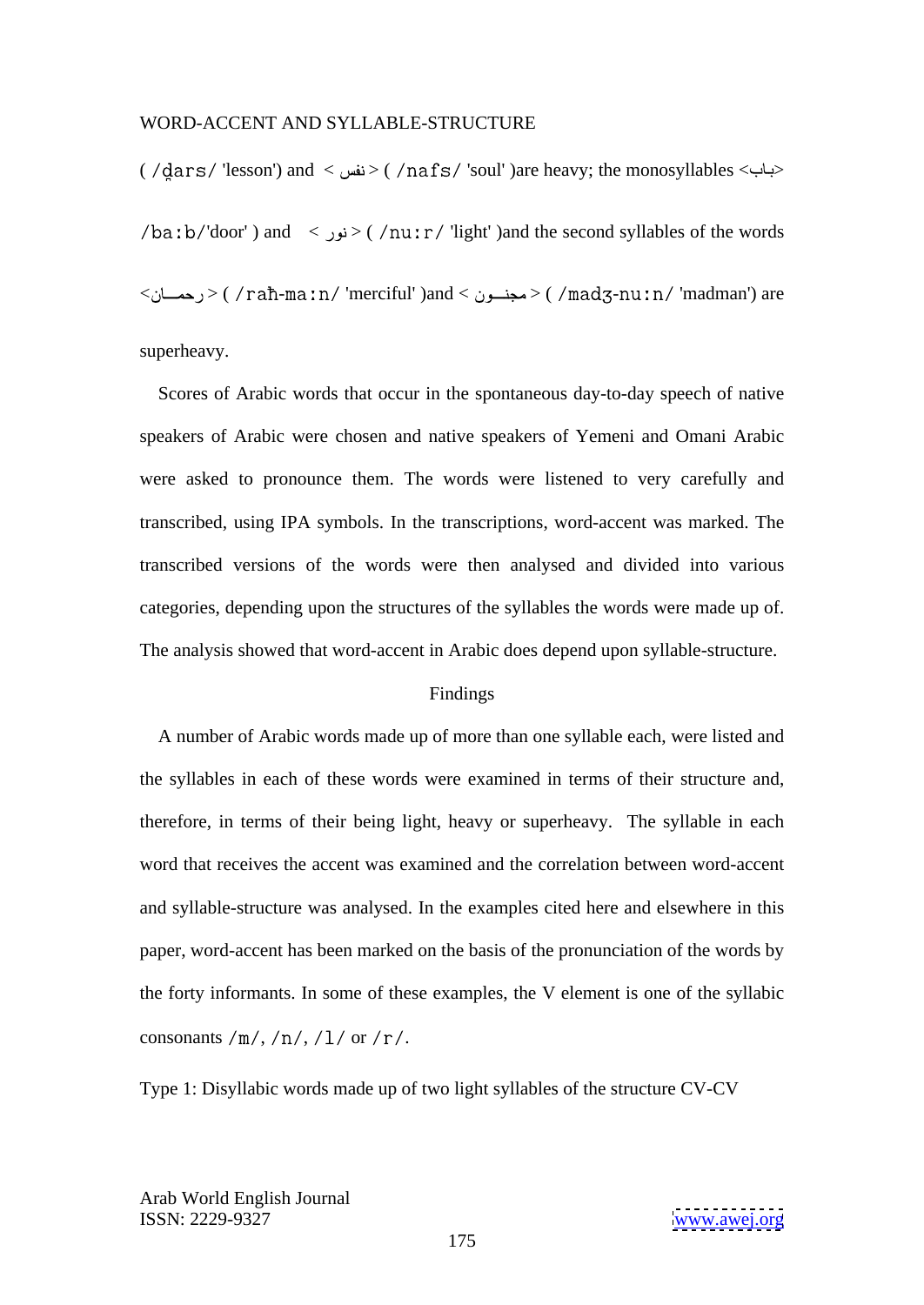( /d̥ars/ 'lesson') and < نفس > ( /nafs/ 'soul' )are heavy; the monosyllables <باب> /ba:b/'door' ) and < نور > ( /nu:r/ 'light' )and the second syllables of the words <رحمـــان> ( /raħ-ma:n/ 'merciful' )and < مجنـــون > ( /madʒ-nu:n/ 'madman') are superheavy.

Scores of Arabic words that occur in the spontaneous day-to-day speech of native speakers of Arabic were chosen and native speakers of Yemeni and Omani Arabic were asked to pronounce them. The words were listened to very carefully and transcribed, using IPA symbols. In the transcriptions, word-accent was marked. The transcribed versions of the words were then analysed and divided into various categories, depending upon the structures of the syllables the words were made up of. The analysis showed that word-accent in Arabic does depend upon syllable-structure.

## Findings

A number of Arabic words made up of more than one syllable each, were listed and the syllables in each of these words were examined in terms of their structure and, therefore, in terms of their being light, heavy or superheavy. The syllable in each word that receives the accent was examined and the correlation between word-accent and syllable-structure was analysed. In the examples cited here and elsewhere in this paper, word-accent has been marked on the basis of the pronunciation of the words by the forty informants. In some of these examples, the V element is one of the syllabic consonants /m/, /n/, /l/ or /r/.

Type 1: Disyllabic words made up of two light syllables of the structure CV-CV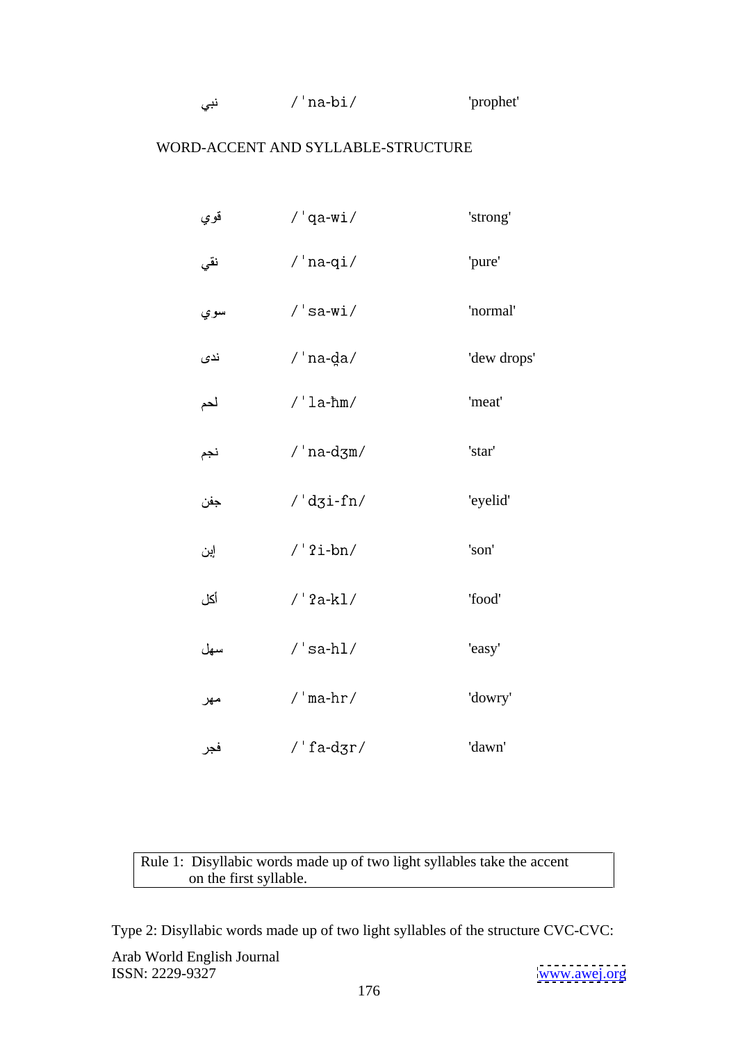| | | |
|---|---|---|
| نبي | /ˈna-bi/ | 'prophet' |

WORD-ACCENT AND SYLLABLE-STRUCTURE

| | | |
|---|---|---|
| قوي | /ˈqa-wi/ | 'strong' |
| نقي | /ˈna-qi/ | 'pure' |
| سوي | /ˈsa-wi/ | 'normal' |
| ندى | /ˈna-d̪a/ | 'dew drops' |
| لحم | /ˈla-ħm/ | 'meat' |
| نجم | /ˈna-dʒm/ | 'star' |
| جفن | /ˈdʒi-fn/ | 'eyelid' |
| إبن | /ˈʔi-bn/ | 'son' |
| أكل | /ˈʔa-kl/ | 'food' |
| سهل | /ˈsa-hl/ | 'easy' |
| مهر | /ˈma-hr/ | 'dowry' |
| فجر | /ˈfa-dʒr/ | 'dawn' |

> Rule 1: Disyllabic words made up of two light syllables take the accent on the first syllable.

Type 2: Disyllabic words made up of two light syllables of the structure CVC-CVC: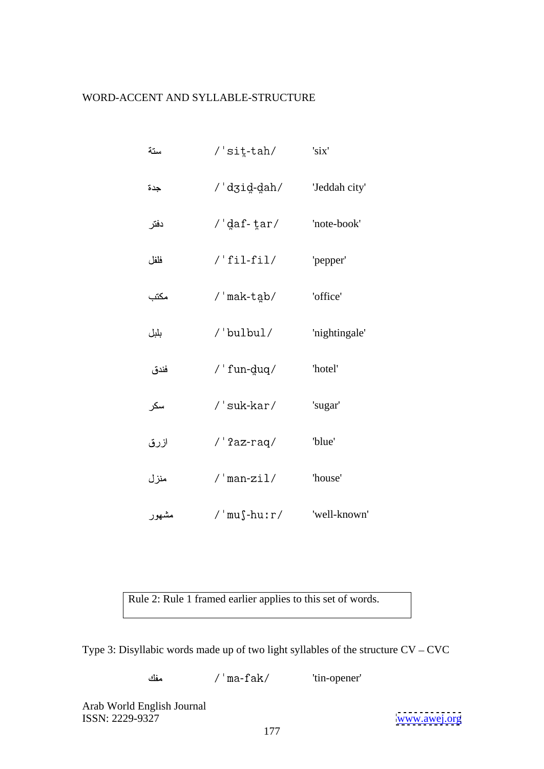| | | |
|---|---|---|
| ستة | /ˈsit̪-tah/ | 'six' |
| جدة | /ˈdʒid̪-d̪ah/ | 'Jeddah city' |
| دفتر | /ˈd̪af- t̪ar/ | 'note-book' |
| فلفل | /ˈfil-fil/ | 'pepper' |
| مكتب | /ˈmak-t̪ab/ | 'office' |
| بلبل | /ˈbulbul/ | 'nightingale' |
| فندق | /ˈfun-d̪uq/ | 'hotel' |
| سكر | /ˈsuk-kar/ | 'sugar' |
| ازرق | /ˈʔaz-raq/ | 'blue' |
| منزل | /ˈman-zil/ | 'house' |
| مشهور | /ˈmuʃ-hu:r/ | 'well-known' |

| Rule 2: Rule 1 framed earlier applies to this set of words. |
|---|

Type 3: Disyllabic words made up of two light syllables of the structure CV – CVC

| | | |
|---|---|---|
| مفك | /ˈma-fak/ | 'tin-opener' |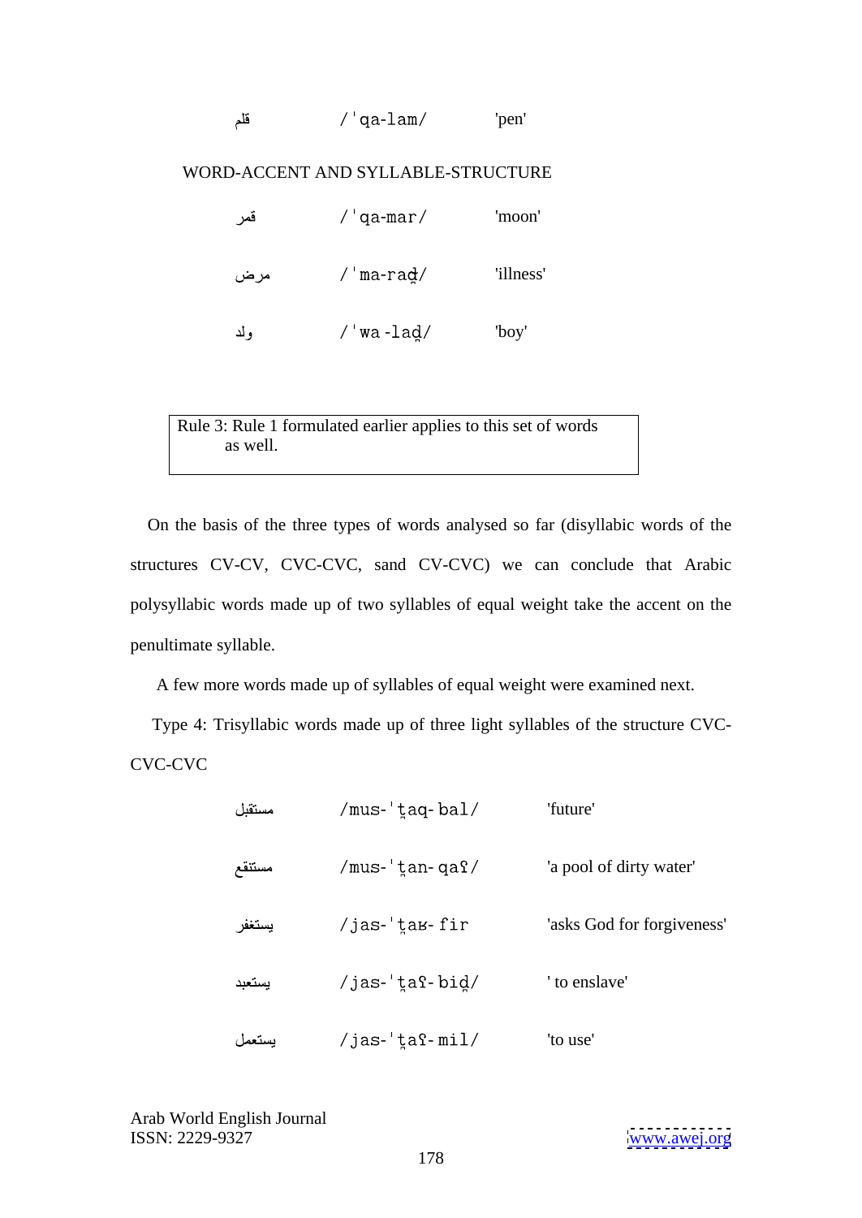| | | |
|---|---|---|
| قلم | /ˈqa-lam/ | 'pen' |

WORD-ACCENT AND SYLLABLE-STRUCTURE

| | | |
|---|---|---|
| قمر | /ˈqa-mar/ | 'moon' |
| مرض | /ˈma-raḍ/ | 'illness' |
| ولد | /ˈwa -lad̠/ | 'boy' |

> Rule 3: Rule 1 formulated earlier applies to this set of words as well.

On the basis of the three types of words analysed so far (disyllabic words of the structures CV-CV, CVC-CVC, sand CV-CVC) we can conclude that Arabic polysyllabic words made up of two syllables of equal weight take the accent on the penultimate syllable.

A few more words made up of syllables of equal weight were examined next.

Type 4: Trisyllabic words made up of three light syllables of the structure CVC-CVC-CVC

| | | |
|---|---|---|
| مستقبل | /mus-ˈt̠aq- bal/ | 'future' |
| مستنقع | /mus-ˈt̠an- qaʕ/ | 'a pool of dirty water' |
| يستغفر | /jas-ˈt̠aʁ- fir | 'asks God for forgiveness' |
| يستعبد | /jas-ˈt̠aʕ- bid̠/ | ' to enslave' |
| يستعمل | /jas-ˈt̠aʕ- mil/ | 'to use' |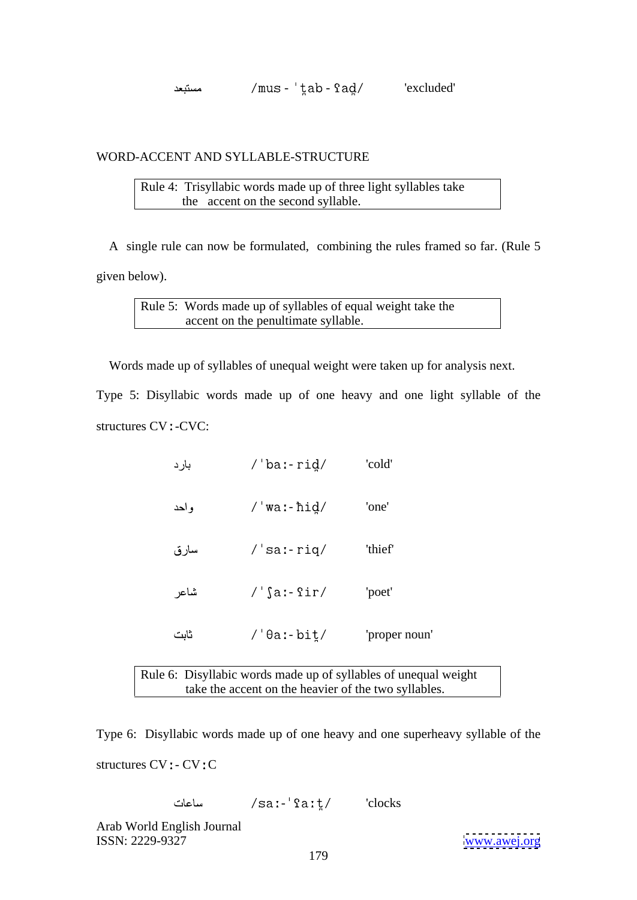مستبعد /mus - ˈt̪ab - ʕad̪/ 'excluded'

WORD-ACCENT AND SYLLABLE-STRUCTURE

| Rule 4: Trisyllabic words made up of three light syllables take the accent on the second syllable. |
|---|

A single rule can now be formulated, combining the rules framed so far. (Rule 5 given below).

| Rule 5: Words made up of syllables of equal weight take the accent on the penultimate syllable. |
|---|

Words made up of syllables of unequal weight were taken up for analysis next.

Type 5: Disyllabic words made up of one heavy and one light syllable of the structures CVː-CVC:

| | | |
|---|---|---|
| بارد | /ˈbaː- rid̪/ | 'cold' |
| واحد | /ˈwaː- ħid̪/ | 'one' |
| سارق | /ˈsaː- riq/ | 'thief' |
| شاعر | /ˈʃaː- ʕir/ | 'poet' |
| ثابت | /ˈθaː- bit̪/ | 'proper noun' |

| Rule 6: Disyllabic words made up of syllables of unequal weight take the accent on the heavier of the two syllables. |
|---|

Type 6: Disyllabic words made up of one heavy and one superheavy syllable of the structures CVː- CVːC

ساعات /saː-ˈʕaːt̪/ 'clocks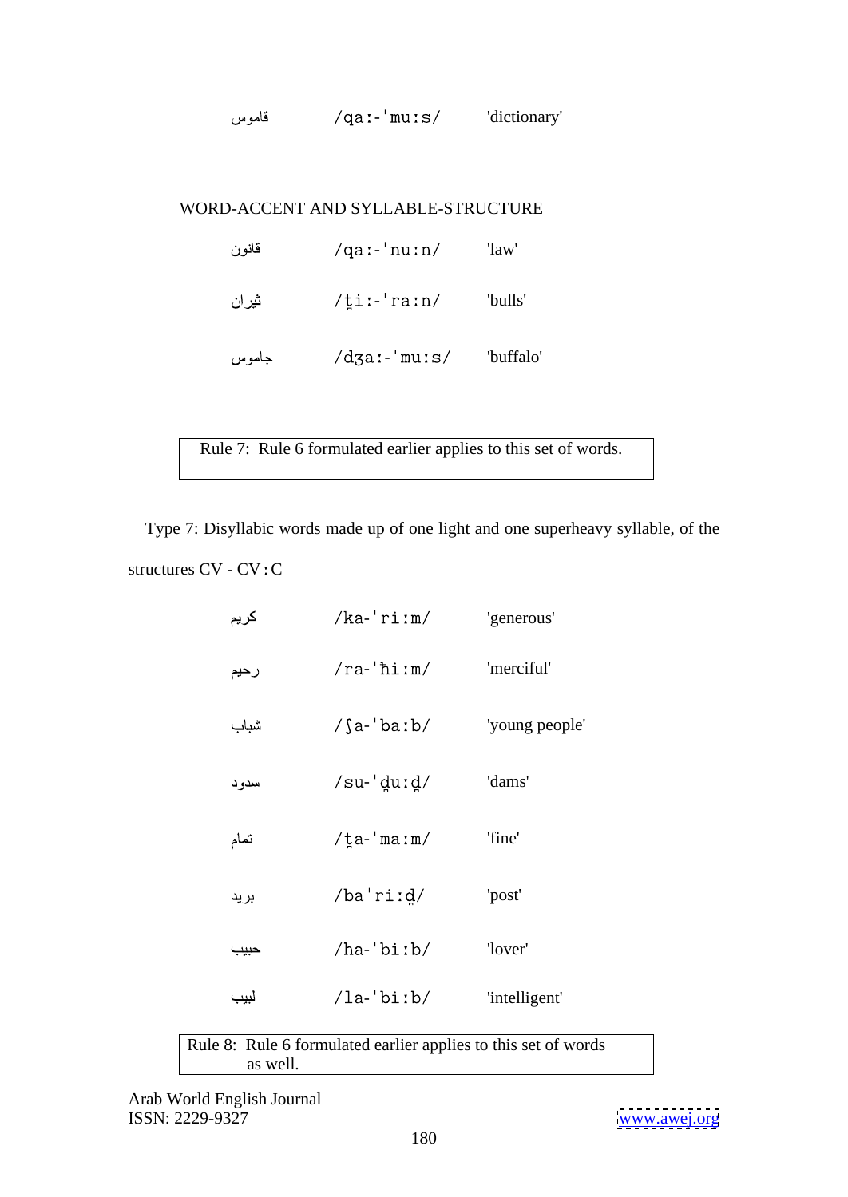| | | |
|---|---|---|
| قاموس | /qa:-ˈmu:s/ | 'dictionary' |

WORD-ACCENT AND SYLLABLE-STRUCTURE

| | | |
|---|---|---|
| قانون | /qa:-ˈnu:n/ | 'law' |
| ثيران | /t̪i:-ˈra:n/ | 'bulls' |
| جاموس | /dʒa:-ˈmu:s/ | 'buffalo' |

> Rule 7: Rule 6 formulated earlier applies to this set of words.

Type 7: Disyllabic words made up of one light and one superheavy syllable, of the structures CV - CV:C

| | | |
|---|---|---|
| كريم | /ka-ˈri:m/ | 'generous' |
| رحيم | /ra-ˈħi:m/ | 'merciful' |
| شباب | /ʃa-ˈba:b/ | 'young people' |
| سدود | /su-ˈd̪u:d̪/ | 'dams' |
| تمام | /t̪a-ˈma:m/ | 'fine' |
| بريد | /baˈri:d̪/ | 'post' |
| حبيب | /ha-ˈbi:b/ | 'lover' |
| لبيب | /la-ˈbi:b/ | 'intelligent' |

> Rule 8: Rule 6 formulated earlier applies to this set of words as well.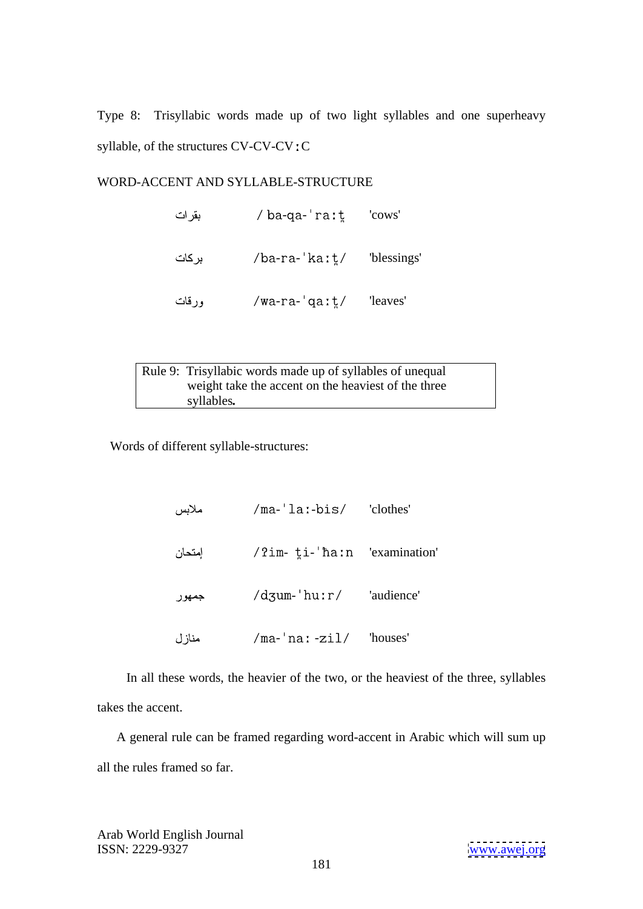Type 8: Trisyllabic words made up of two light syllables and one superheavy syllable, of the structures CV-CV-CV:C

WORD-ACCENT AND SYLLABLE-STRUCTURE

| | | |
|---|---|---|
| بقرات | / ba-qa-ˈra:t̪ | 'cows' |
| بركات | /ba-ra-ˈka:t̪/ | 'blessings' |
| ورقات | /wa-ra-ˈqa:t̪/ | 'leaves' |

> Rule 9: Trisyllabic words made up of syllables of unequal weight take the accent on the heaviest of the three syllables**.**

Words of different syllable-structures:

| | | |
|---|---|---|
| ملابس | /ma-ˈla:-bis/ | 'clothes' |
| إمتحان | /ʔim- t̪i-ˈħa:n | 'examination' |
| جمهور | /dʒum-ˈhu:r/ | 'audience' |
| منازل | /ma-ˈna: -zil/ | 'houses' |

In all these words, the heavier of the two, or the heaviest of the three, syllables takes the accent.

A general rule can be framed regarding word-accent in Arabic which will sum up all the rules framed so far.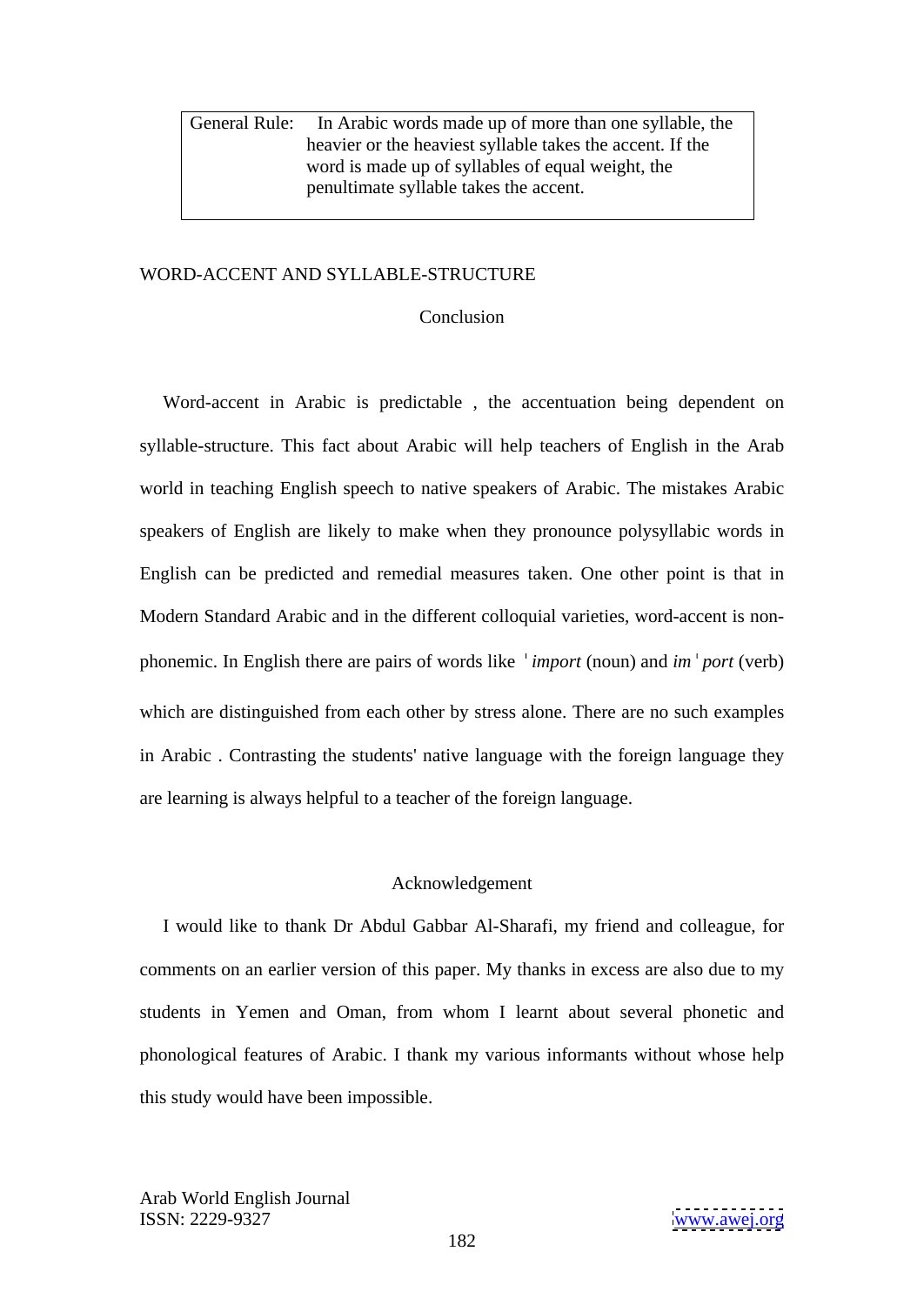| General Rule: | In Arabic words made up of more than one syllable, the heavier or the heaviest syllable takes the accent. If the word is made up of syllables of equal weight, the penultimate syllable takes the accent. |
|---|---|

WORD-ACCENT AND SYLLABLE-STRUCTURE

## Conclusion

Word-accent in Arabic is predictable , the accentuation being dependent on syllable-structure. This fact about Arabic will help teachers of English in the Arab world in teaching English speech to native speakers of Arabic. The mistakes Arabic speakers of English are likely to make when they pronounce polysyllabic words in English can be predicted and remedial measures taken. One other point is that in Modern Standard Arabic and in the different colloquial varieties, word-accent is non-phonemic. In English there are pairs of words like ˈ*import* (noun) and *im*ˈ*port* (verb) which are distinguished from each other by stress alone. There are no such examples in Arabic . Contrasting the students' native language with the foreign language they are learning is always helpful to a teacher of the foreign language.

## Acknowledgement

I would like to thank Dr Abdul Gabbar Al-Sharafi, my friend and colleague, for comments on an earlier version of this paper. My thanks in excess are also due to my students in Yemen and Oman, from whom I learnt about several phonetic and phonological features of Arabic. I thank my various informants without whose help this study would have been impossible.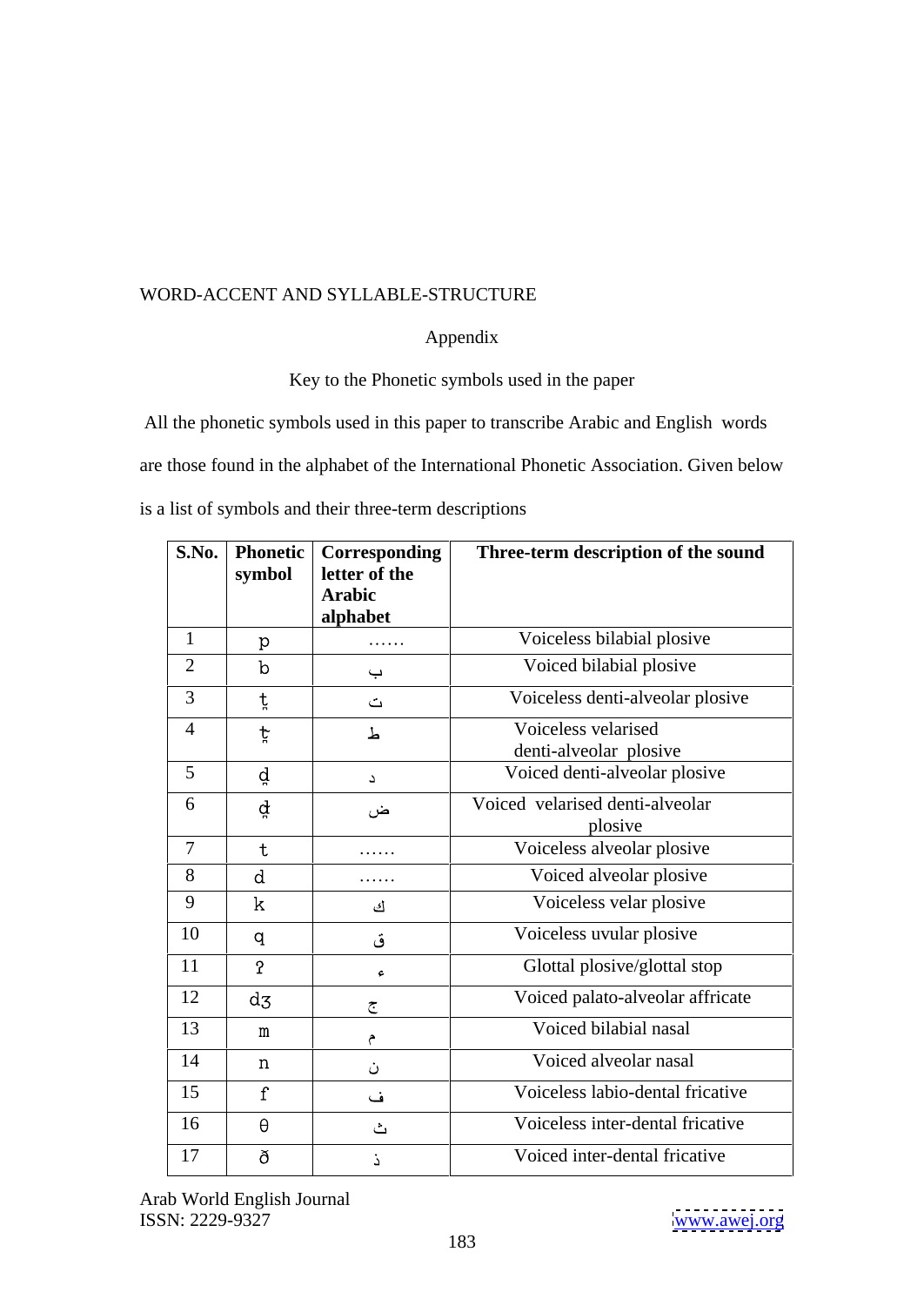WORD-ACCENT AND SYLLABLE-STRUCTURE

Appendix

Key to the Phonetic symbols used in the paper

All the phonetic symbols used in this paper to transcribe Arabic and English words are those found in the alphabet of the International Phonetic Association. Given below is a list of symbols and their three-term descriptions

| S.No. | Phonetic symbol | Corresponding letter of the Arabic alphabet | Three-term description of the sound |
|---|---|---|---|
| 1 | p | …… | Voiceless bilabial plosive |
| 2 | b | ب | Voiced bilabial plosive |
| 3 | t̪ | ت | Voiceless denti-alveolar plosive |
| 4 | t̪ˤ | ط | Voiceless velarised denti-alveolar plosive |
| 5 | d̪ | د | Voiced denti-alveolar plosive |
| 6 | d̪ˤ | ض | Voiced velarised denti-alveolar plosive |
| 7 | t | …… | Voiceless alveolar plosive |
| 8 | d | …… | Voiced alveolar plosive |
| 9 | k | ك | Voiceless velar plosive |
| 10 | q | ق | Voiceless uvular plosive |
| 11 | ʔ | ء | Glottal plosive/glottal stop |
| 12 | dʒ | ج | Voiced palato-alveolar affricate |
| 13 | m | م | Voiced bilabial nasal |
| 14 | n | ن | Voiced alveolar nasal |
| 15 | f | ف | Voiceless labio-dental fricative |
| 16 | θ | ث | Voiceless inter-dental fricative |
| 17 | ð | ذ | Voiced inter-dental fricative |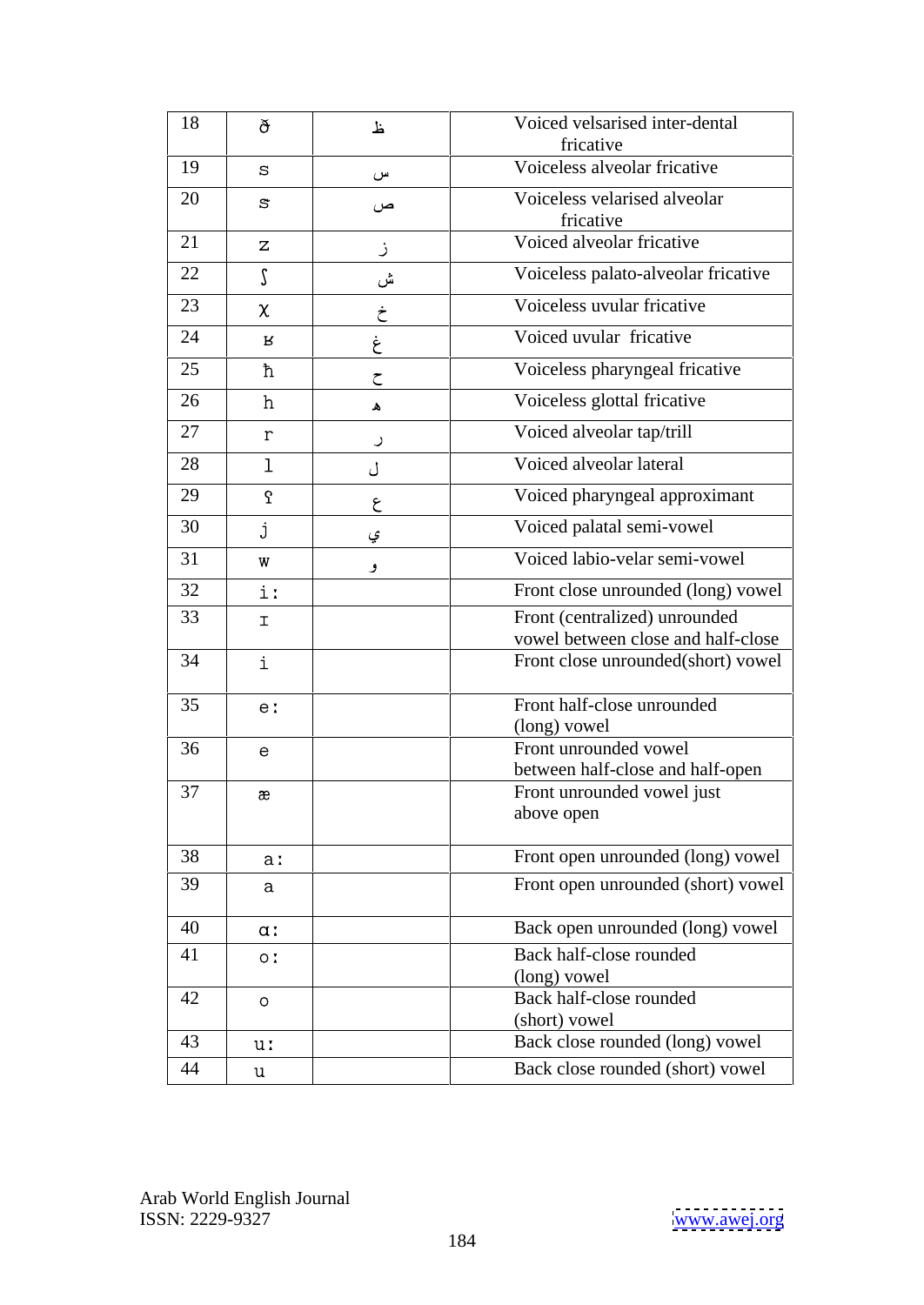| 18 | ð̴ | ظ | Voiced velsarised inter-dental fricative |
|---|---|---|---|
| 19 | s | س | Voiceless alveolar fricative |
| 20 | s̴ | ص | Voiceless velarised alveolar fricative |
| 21 | z | ز | Voiced alveolar fricative |
| 22 | ʃ | ش | Voiceless palato-alveolar fricative |
| 23 | χ | خ | Voiceless uvular fricative |
| 24 | ʁ | غ | Voiced uvular fricative |
| 25 | ħ | ح | Voiceless pharyngeal fricative |
| 26 | h | ه | Voiceless glottal fricative |
| 27 | r | ر | Voiced alveolar tap/trill |
| 28 | l | ل | Voiced alveolar lateral |
| 29 | ʕ | ع | Voiced pharyngeal approximant |
| 30 | j | ي | Voiced palatal semi-vowel |
| 31 | w | و | Voiced labio-velar semi-vowel |
| 32 | iː | | Front close unrounded (long) vowel |
| 33 | ɪ | | Front (centralized) unrounded vowel between close and half-close |
| 34 | i | | Front close unrounded(short) vowel |
| 35 | eː | | Front half-close unrounded (long) vowel |
| 36 | e | | Front unrounded vowel between half-close and half-open |
| 37 | æ | | Front unrounded vowel just above open |
| 38 | aː | | Front open unrounded (long) vowel |
| 39 | a | | Front open unrounded (short) vowel |
| 40 | ɑː | | Back open unrounded (long) vowel |
| 41 | oː | | Back half-close rounded (long) vowel |
| 42 | o | | Back half-close rounded (short) vowel |
| 43 | uː | | Back close rounded (long) vowel |
| 44 | u | | Back close rounded (short) vowel |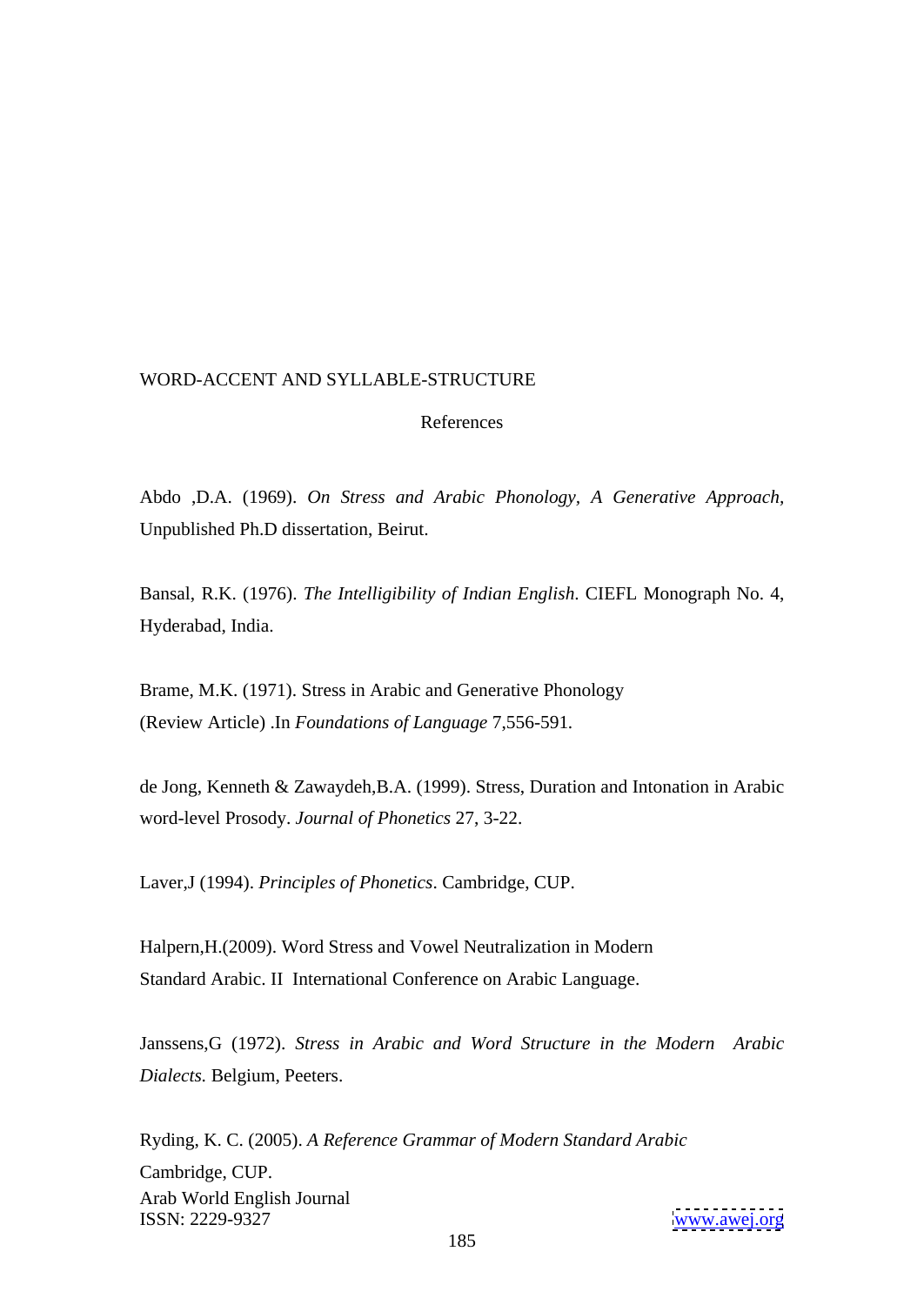WORD-ACCENT AND SYLLABLE-STRUCTURE

## References

Abdo ,D.A. (1969). *On Stress and Arabic Phonology, A Generative Approach,* Unpublished Ph.D dissertation, Beirut.

Bansal, R.K. (1976). *The Intelligibility of Indian English*. CIEFL Monograph No. 4, Hyderabad, India.

Brame, M.K. (1971). Stress in Arabic and Generative Phonology (Review Article) .In *Foundations of Language* 7,556-591.

de Jong, Kenneth & Zawaydeh,B.A. (1999). Stress, Duration and Intonation in Arabic word-level Prosody. *Journal of Phonetics* 27, 3-22.

Laver,J (1994). *Principles of Phonetics*. Cambridge, CUP.

Halpern,H.(2009). Word Stress and Vowel Neutralization in Modern Standard Arabic. II International Conference on Arabic Language.

Janssens,G (1972). *Stress in Arabic and Word Structure in the Modern Arabic Dialects.* Belgium, Peeters.

Ryding, K. C. (2005). *A Reference Grammar of Modern Standard Arabic* Cambridge, CUP.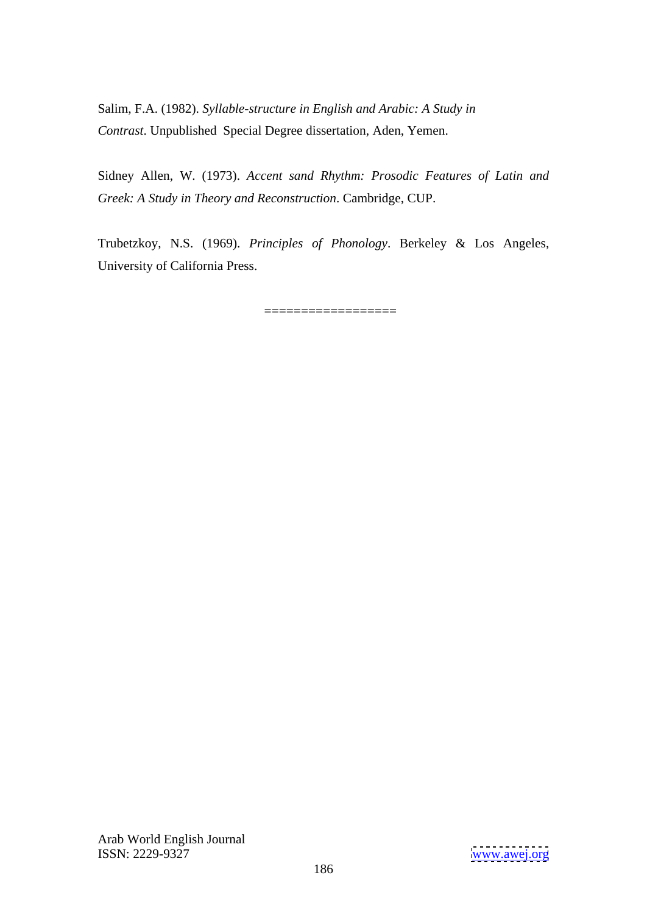Salim, F.A. (1982). *Syllable-structure in English and Arabic: A Study in Contrast*. Unpublished Special Degree dissertation, Aden, Yemen.

Sidney Allen, W. (1973). *Accent sand Rhythm: Prosodic Features of Latin and Greek: A Study in Theory and Reconstruction*. Cambridge, CUP.

Trubetzkoy, N.S. (1969). *Principles of Phonology*. Berkeley & Los Angeles, University of California Press.

=================